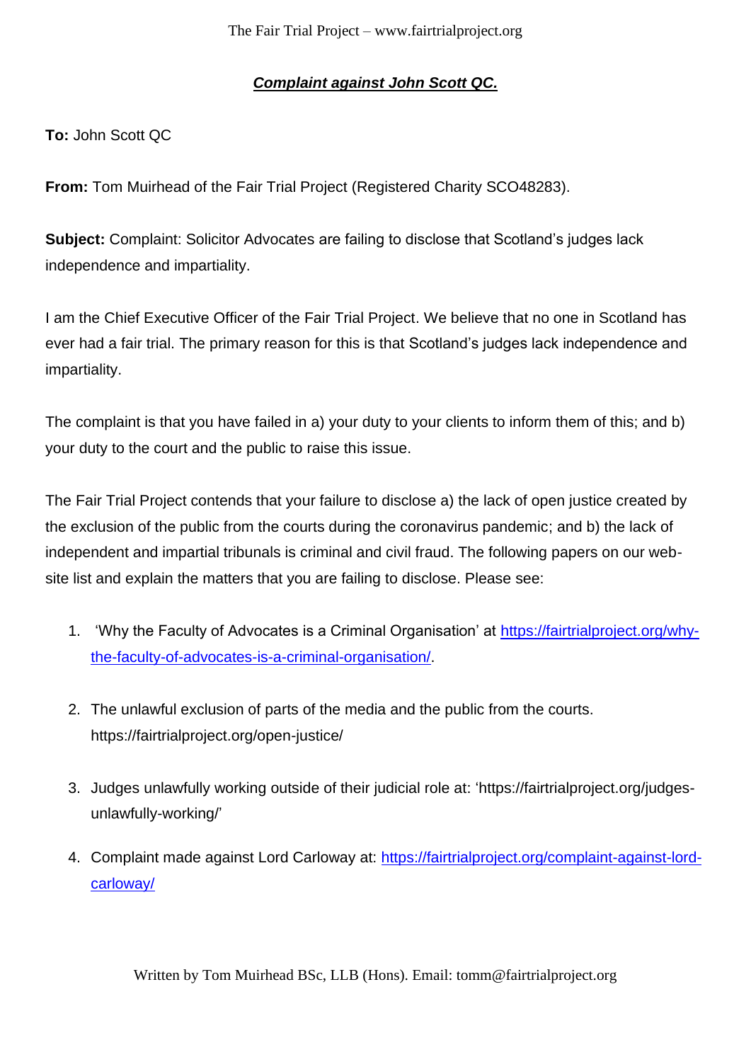# ***Complaint against John Scott QC.***

**To:** John Scott QC

**From:** Tom Muirhead of the Fair Trial Project (Registered Charity SCO48283).

**Subject:** Complaint: Solicitor Advocates are failing to disclose that Scotland's judges lack independence and impartiality.

I am the Chief Executive Officer of the Fair Trial Project. We believe that no one in Scotland has ever had a fair trial. The primary reason for this is that Scotland's judges lack independence and impartiality.

The complaint is that you have failed in a) your duty to your clients to inform them of this; and b) your duty to the court and the public to raise this issue.

The Fair Trial Project contends that your failure to disclose a) the lack of open justice created by the exclusion of the public from the courts during the coronavirus pandemic; and b) the lack of independent and impartial tribunals is criminal and civil fraud. The following papers on our web-site list and explain the matters that you are failing to disclose. Please see:

1. 'Why the Faculty of Advocates is a Criminal Organisation' at https://fairtrialproject.org/why-the-faculty-of-advocates-is-a-criminal-organisation/.

2. The unlawful exclusion of parts of the media and the public from the courts. https://fairtrialproject.org/open-justice/

3. Judges unlawfully working outside of their judicial role at: 'https://fairtrialproject.org/judges-unlawfully-working/'

4. Complaint made against Lord Carloway at: https://fairtrialproject.org/complaint-against-lord-carloway/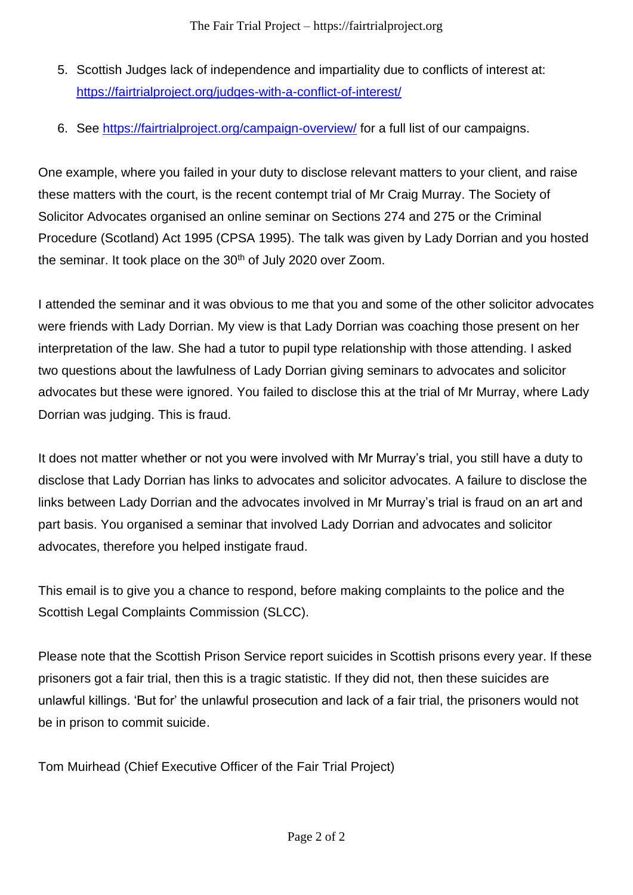5. Scottish Judges lack of independence and impartiality due to conflicts of interest at: https://fairtrialproject.org/judges-with-a-conflict-of-interest/

6. See https://fairtrialproject.org/campaign-overview/ for a full list of our campaigns.

One example, where you failed in your duty to disclose relevant matters to your client, and raise these matters with the court, is the recent contempt trial of Mr Craig Murray. The Society of Solicitor Advocates organised an online seminar on Sections 274 and 275 or the Criminal Procedure (Scotland) Act 1995 (CPSA 1995). The talk was given by Lady Dorrian and you hosted the seminar. It took place on the 30th of July 2020 over Zoom.

I attended the seminar and it was obvious to me that you and some of the other solicitor advocates were friends with Lady Dorrian. My view is that Lady Dorrian was coaching those present on her interpretation of the law. She had a tutor to pupil type relationship with those attending. I asked two questions about the lawfulness of Lady Dorrian giving seminars to advocates and solicitor advocates but these were ignored. You failed to disclose this at the trial of Mr Murray, where Lady Dorrian was judging. This is fraud.

It does not matter whether or not you were involved with Mr Murray's trial, you still have a duty to disclose that Lady Dorrian has links to advocates and solicitor advocates. A failure to disclose the links between Lady Dorrian and the advocates involved in Mr Murray's trial is fraud on an art and part basis. You organised a seminar that involved Lady Dorrian and advocates and solicitor advocates, therefore you helped instigate fraud.

This email is to give you a chance to respond, before making complaints to the police and the Scottish Legal Complaints Commission (SLCC).

Please note that the Scottish Prison Service report suicides in Scottish prisons every year. If these prisoners got a fair trial, then this is a tragic statistic. If they did not, then these suicides are unlawful killings. 'But for' the unlawful prosecution and lack of a fair trial, the prisoners would not be in prison to commit suicide.

Tom Muirhead (Chief Executive Officer of the Fair Trial Project)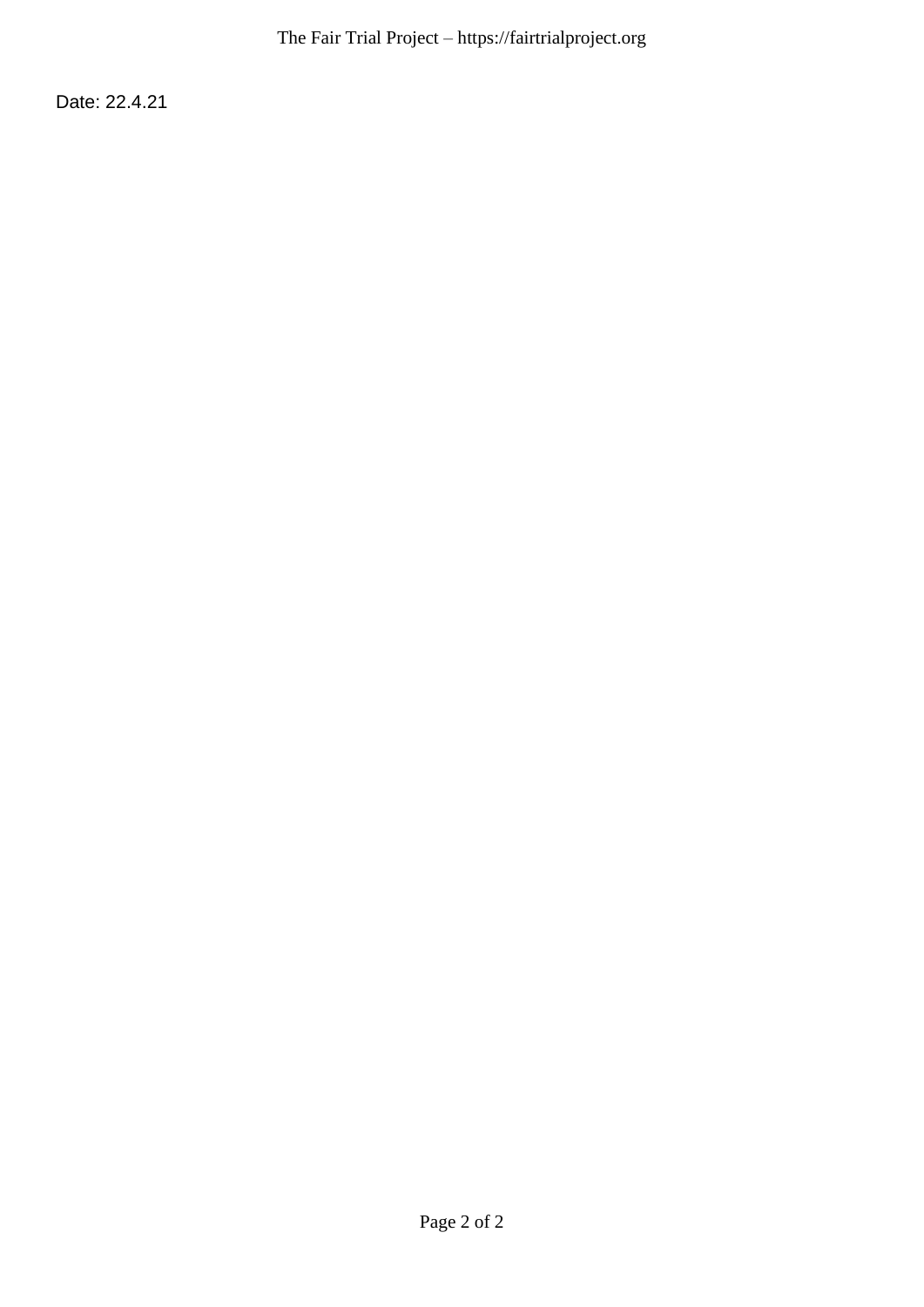Date: 22.4.21